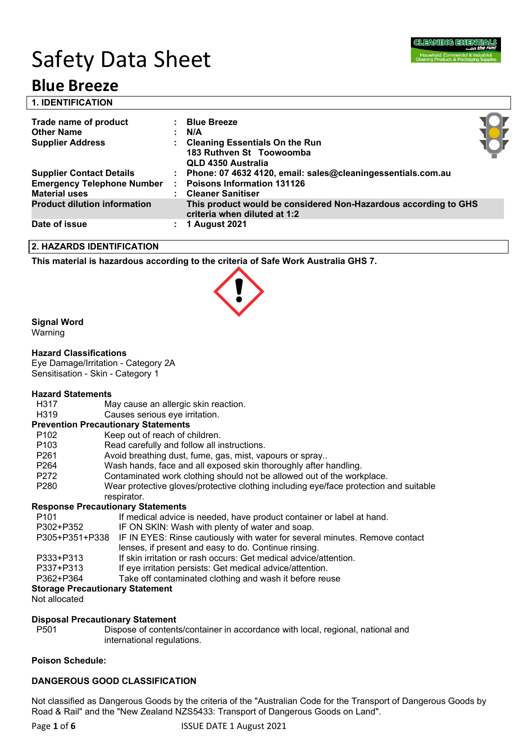# Safety Data Sheet

## Blue Breeze

### 1. IDENTIFICATION

| | | |
|---|---|---|
| **Trade name of product** | : | **Blue Breeze** |
| **Other Name** | : | **N/A** |
| **Supplier Address** | : | **Cleaning Essentials On the Run**<br>**183 Ruthven St Toowoomba**<br>**QLD 4350 Australia** |
| **Supplier Contact Details** | : | **Phone: 07 4632 4120, email: sales@cleaningessentials.com.au** |
| **Emergency Telephone Number** | : | **Poisons Information 131126** |
| **Material uses** | : | **Cleaner Sanitiser** |
| **Product dilution information** | | **This product would be considered Non-Hazardous according to GHS criteria when diluted at 1:2** |
| **Date of issue** | : | **1 August 2021** |

### 2. HAZARDS IDENTIFICATION

**This material is hazardous according to the criteria of Safe Work Australia GHS 7.**

**Signal Word**
Warning

**Hazard Classifications**
Eye Damage/Irritation - Category 2A
Sensitisation - Skin - Category 1

**Hazard Statements**

| | |
|---|---|
| H317 | May cause an allergic skin reaction. |
| H319 | Causes serious eye irritation. |

**Prevention Precautionary Statements**

| | |
|---|---|
| P102 | Keep out of reach of children. |
| P103 | Read carefully and follow all instructions. |
| P261 | Avoid breathing dust, fume, gas, mist, vapours or spray.. |
| P264 | Wash hands, face and all exposed skin thoroughly after handling. |
| P272 | Contaminated work clothing should not be allowed out of the workplace. |
| P280 | Wear protective gloves/protective clothing including eye/face protection and suitable respirator. |

**Response Precautionary Statements**

| | |
|---|---|
| P101 | If medical advice is needed, have product container or label at hand. |
| P302+P352 | IF ON SKIN: Wash with plenty of water and soap. |
| P305+P351+P338 | IF IN EYES: Rinse cautiously with water for several minutes. Remove contact lenses, if present and easy to do. Continue rinsing. |
| P333+P313 | If skin irritation or rash occurs: Get medical advice/attention. |
| P337+P313 | If eye irritation persists: Get medical advice/attention. |
| P362+P364 | Take off contaminated clothing and wash it before reuse |

**Storage Precautionary Statement**
Not allocated

**Disposal Precautionary Statement**

| | |
|---|---|
| P501 | Dispose of contents/container in accordance with local, regional, national and international regulations. |

**Poison Schedule:**

**DANGEROUS GOOD CLASSIFICATION**

Not classified as Dangerous Goods by the criteria of the "Australian Code for the Transport of Dangerous Goods by Road & Rail" and the "New Zealand NZS5433: Transport of Dangerous Goods on Land".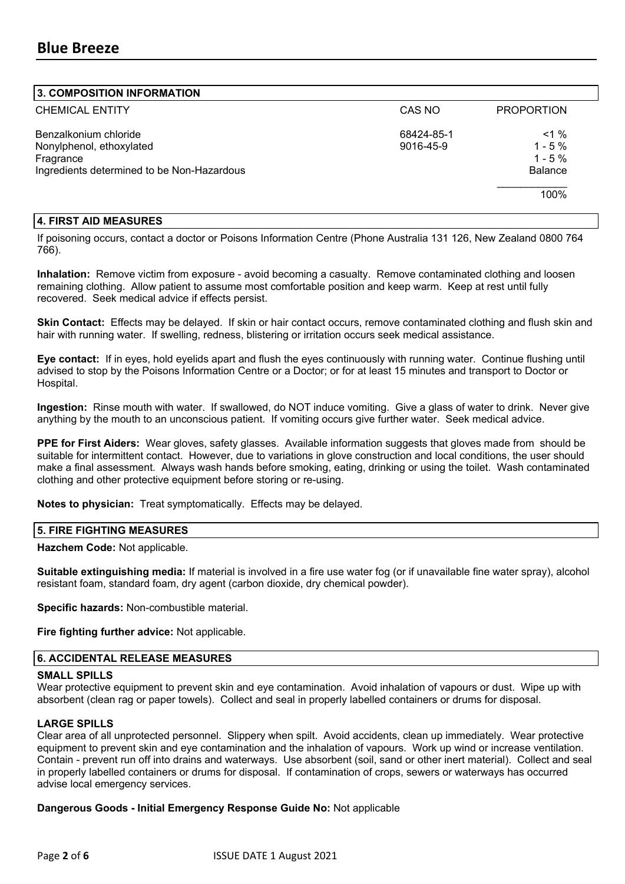## 3. COMPOSITION INFORMATION

| CHEMICAL ENTITY | CAS NO | PROPORTION |
|---|---|---|
| Benzalkonium chloride | 68424-85-1 | <1 % |
| Nonylphenol, ethoxylated | 9016-45-9 | 1 - 5 % |
| Fragrance | | 1 - 5 % |
| Ingredients determined to be Non-Hazardous | | Balance |
| | | 100% |

## 4. FIRST AID MEASURES

If poisoning occurs, contact a doctor or Poisons Information Centre (Phone Australia 131 126, New Zealand 0800 764 766).

**Inhalation:** Remove victim from exposure - avoid becoming a casualty. Remove contaminated clothing and loosen remaining clothing. Allow patient to assume most comfortable position and keep warm. Keep at rest until fully recovered. Seek medical advice if effects persist.

**Skin Contact:** Effects may be delayed. If skin or hair contact occurs, remove contaminated clothing and flush skin and hair with running water. If swelling, redness, blistering or irritation occurs seek medical assistance.

**Eye contact:** If in eyes, hold eyelids apart and flush the eyes continuously with running water. Continue flushing until advised to stop by the Poisons Information Centre or a Doctor; or for at least 15 minutes and transport to Doctor or Hospital.

**Ingestion:** Rinse mouth with water. If swallowed, do NOT induce vomiting. Give a glass of water to drink. Never give anything by the mouth to an unconscious patient. If vomiting occurs give further water. Seek medical advice.

**PPE for First Aiders:** Wear gloves, safety glasses. Available information suggests that gloves made from should be suitable for intermittent contact. However, due to variations in glove construction and local conditions, the user should make a final assessment. Always wash hands before smoking, eating, drinking or using the toilet. Wash contaminated clothing and other protective equipment before storing or re-using.

**Notes to physician:** Treat symptomatically. Effects may be delayed.

## 5. FIRE FIGHTING MEASURES

**Hazchem Code:** Not applicable.

**Suitable extinguishing media:** If material is involved in a fire use water fog (or if unavailable fine water spray), alcohol resistant foam, standard foam, dry agent (carbon dioxide, dry chemical powder).

**Specific hazards:** Non-combustible material.

**Fire fighting further advice:** Not applicable.

## 6. ACCIDENTAL RELEASE MEASURES

### SMALL SPILLS

Wear protective equipment to prevent skin and eye contamination. Avoid inhalation of vapours or dust. Wipe up with absorbent (clean rag or paper towels). Collect and seal in properly labelled containers or drums for disposal.

### LARGE SPILLS

Clear area of all unprotected personnel. Slippery when spilt. Avoid accidents, clean up immediately. Wear protective equipment to prevent skin and eye contamination and the inhalation of vapours. Work up wind or increase ventilation. Contain - prevent run off into drains and waterways. Use absorbent (soil, sand or other inert material). Collect and seal in properly labelled containers or drums for disposal. If contamination of crops, sewers or waterways has occurred advise local emergency services.

**Dangerous Goods - Initial Emergency Response Guide No:** Not applicable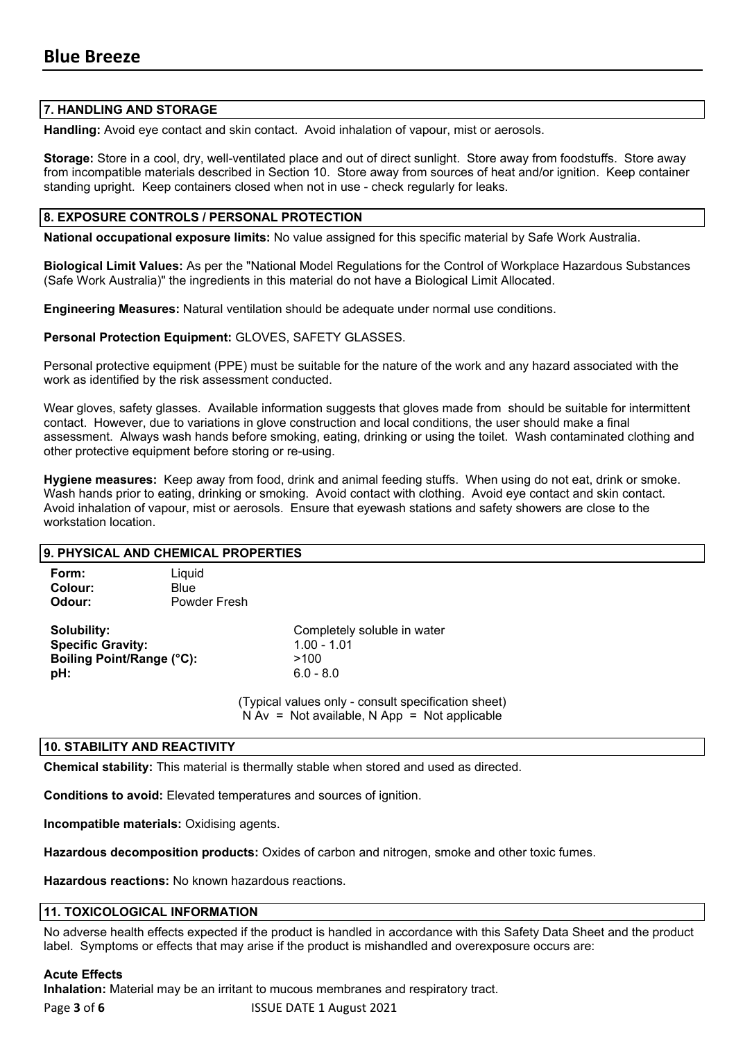## 7. HANDLING AND STORAGE

**Handling:** Avoid eye contact and skin contact. Avoid inhalation of vapour, mist or aerosols.

**Storage:** Store in a cool, dry, well-ventilated place and out of direct sunlight. Store away from foodstuffs. Store away from incompatible materials described in Section 10. Store away from sources of heat and/or ignition. Keep container standing upright. Keep containers closed when not in use - check regularly for leaks.

## 8. EXPOSURE CONTROLS / PERSONAL PROTECTION

**National occupational exposure limits:** No value assigned for this specific material by Safe Work Australia.

**Biological Limit Values:** As per the "National Model Regulations for the Control of Workplace Hazardous Substances (Safe Work Australia)" the ingredients in this material do not have a Biological Limit Allocated.

**Engineering Measures:** Natural ventilation should be adequate under normal use conditions.

**Personal Protection Equipment:** GLOVES, SAFETY GLASSES.

Personal protective equipment (PPE) must be suitable for the nature of the work and any hazard associated with the work as identified by the risk assessment conducted.

Wear gloves, safety glasses. Available information suggests that gloves made from should be suitable for intermittent contact. However, due to variations in glove construction and local conditions, the user should make a final assessment. Always wash hands before smoking, eating, drinking or using the toilet. Wash contaminated clothing and other protective equipment before storing or re-using.

**Hygiene measures:** Keep away from food, drink and animal feeding stuffs. When using do not eat, drink or smoke. Wash hands prior to eating, drinking or smoking. Avoid contact with clothing. Avoid eye contact and skin contact. Avoid inhalation of vapour, mist or aerosols. Ensure that eyewash stations and safety showers are close to the workstation location.

## 9. PHYSICAL AND CHEMICAL PROPERTIES

**Form:** Liquid
**Colour:** Blue
**Odour:** Powder Fresh

| | |
|---|---|
| **Solubility:** | Completely soluble in water |
| **Specific Gravity:** | 1.00 - 1.01 |
| **Boiling Point/Range (°C):** | >100 |
| **pH:** | 6.0 - 8.0 |

(Typical values only - consult specification sheet)
N Av = Not available, N App = Not applicable

## 10. STABILITY AND REACTIVITY

**Chemical stability:** This material is thermally stable when stored and used as directed.

**Conditions to avoid:** Elevated temperatures and sources of ignition.

**Incompatible materials:** Oxidising agents.

**Hazardous decomposition products:** Oxides of carbon and nitrogen, smoke and other toxic fumes.

**Hazardous reactions:** No known hazardous reactions.

## 11. TOXICOLOGICAL INFORMATION

No adverse health effects expected if the product is handled in accordance with this Safety Data Sheet and the product label. Symptoms or effects that may arise if the product is mishandled and overexposure occurs are:

**Acute Effects**

**Inhalation:** Material may be an irritant to mucous membranes and respiratory tract.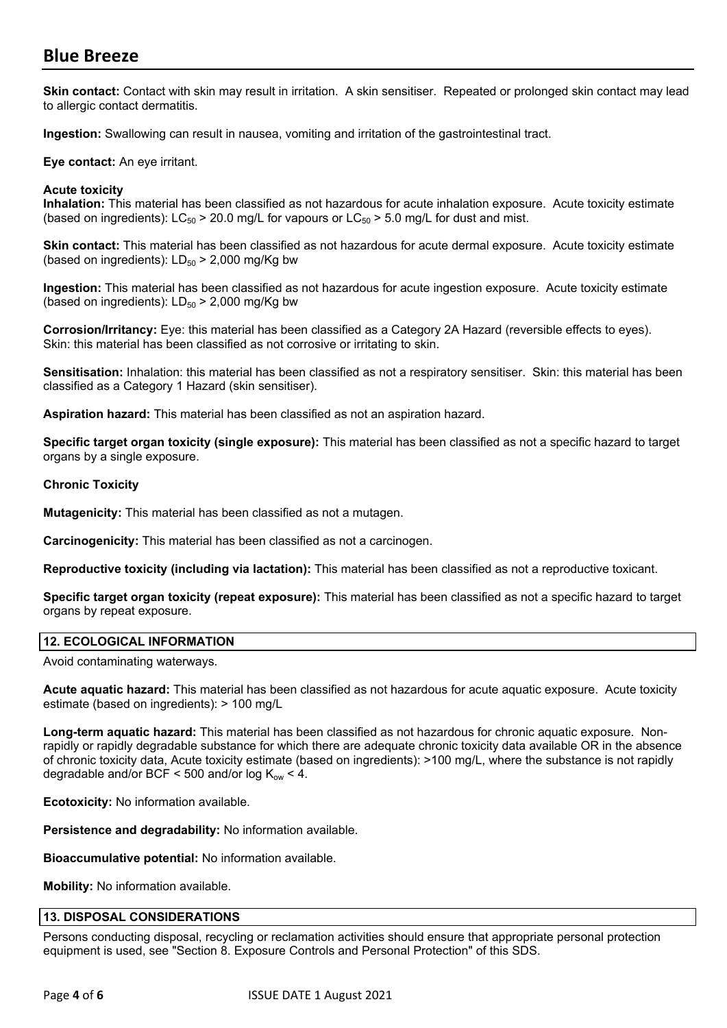**Skin contact:** Contact with skin may result in irritation. A skin sensitiser. Repeated or prolonged skin contact may lead to allergic contact dermatitis.

**Ingestion:** Swallowing can result in nausea, vomiting and irritation of the gastrointestinal tract.

**Eye contact:** An eye irritant.

**Acute toxicity**

**Inhalation:** This material has been classified as not hazardous for acute inhalation exposure. Acute toxicity estimate (based on ingredients): $LC_{50}$ > 20.0 mg/L for vapours or $LC_{50}$ > 5.0 mg/L for dust and mist.

**Skin contact:** This material has been classified as not hazardous for acute dermal exposure. Acute toxicity estimate (based on ingredients): $LD_{50}$ > 2,000 mg/Kg bw

**Ingestion:** This material has been classified as not hazardous for acute ingestion exposure. Acute toxicity estimate (based on ingredients): $LD_{50}$ > 2,000 mg/Kg bw

**Corrosion/Irritancy:** Eye: this material has been classified as a Category 2A Hazard (reversible effects to eyes). Skin: this material has been classified as not corrosive or irritating to skin.

**Sensitisation:** Inhalation: this material has been classified as not a respiratory sensitiser. Skin: this material has been classified as a Category 1 Hazard (skin sensitiser).

**Aspiration hazard:** This material has been classified as not an aspiration hazard.

**Specific target organ toxicity (single exposure):** This material has been classified as not a specific hazard to target organs by a single exposure.

**Chronic Toxicity**

**Mutagenicity:** This material has been classified as not a mutagen.

**Carcinogenicity:** This material has been classified as not a carcinogen.

**Reproductive toxicity (including via lactation):** This material has been classified as not a reproductive toxicant.

**Specific target organ toxicity (repeat exposure):** This material has been classified as not a specific hazard to target organs by repeat exposure.

## 12. ECOLOGICAL INFORMATION

Avoid contaminating waterways.

**Acute aquatic hazard:** This material has been classified as not hazardous for acute aquatic exposure. Acute toxicity estimate (based on ingredients): > 100 mg/L

**Long-term aquatic hazard:** This material has been classified as not hazardous for chronic aquatic exposure. Non-rapidly or rapidly degradable substance for which there are adequate chronic toxicity data available OR in the absence of chronic toxicity data, Acute toxicity estimate (based on ingredients): >100 mg/L, where the substance is not rapidly degradable and/or BCF < 500 and/or log $K_{ow}$ < 4.

**Ecotoxicity:** No information available.

**Persistence and degradability:** No information available.

**Bioaccumulative potential:** No information available.

**Mobility:** No information available.

## 13. DISPOSAL CONSIDERATIONS

Persons conducting disposal, recycling or reclamation activities should ensure that appropriate personal protection equipment is used, see "Section 8. Exposure Controls and Personal Protection" of this SDS.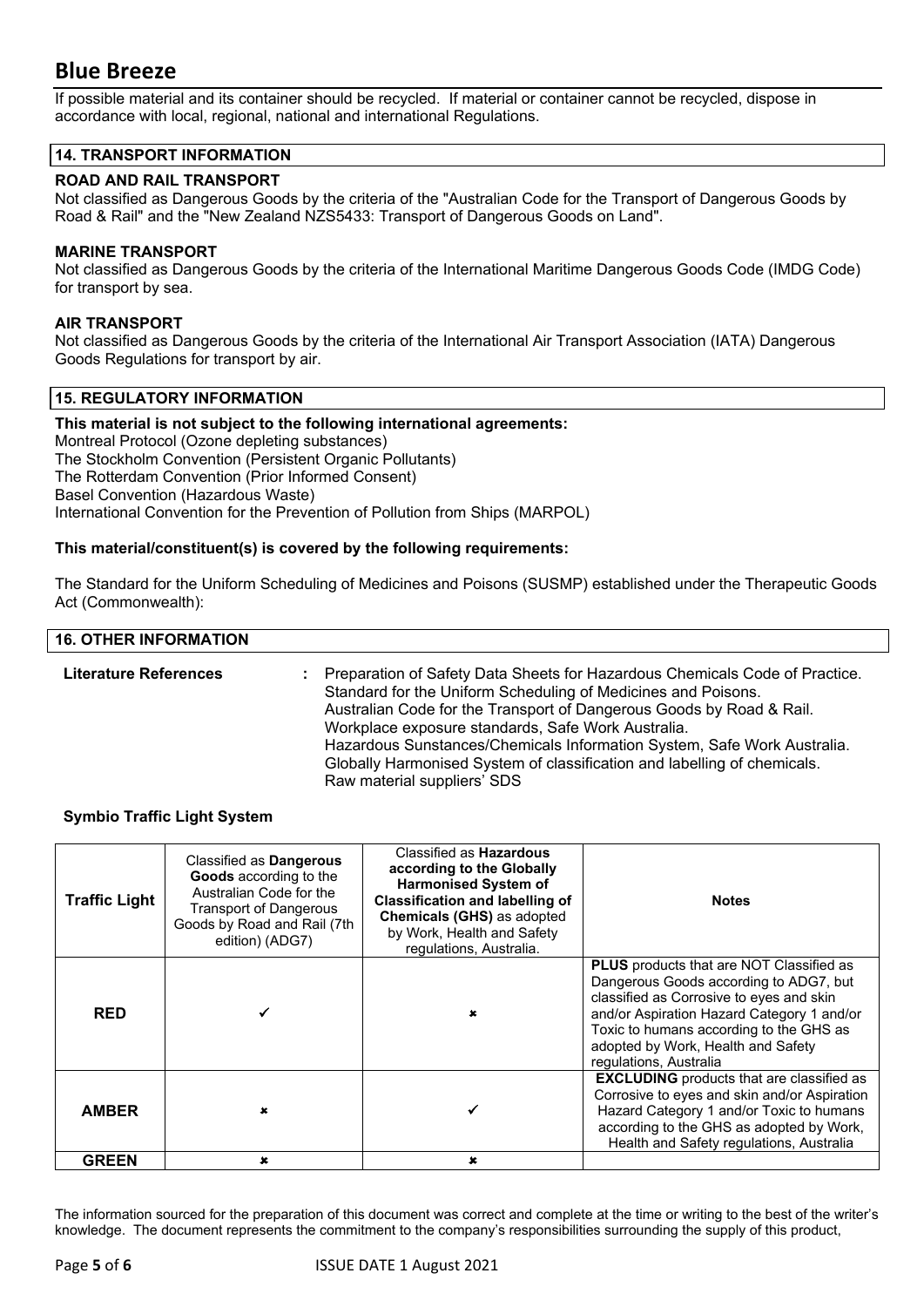If possible material and its container should be recycled. If material or container cannot be recycled, dispose in accordance with local, regional, national and international Regulations.

## 14. TRANSPORT INFORMATION

**ROAD AND RAIL TRANSPORT**

Not classified as Dangerous Goods by the criteria of the "Australian Code for the Transport of Dangerous Goods by Road & Rail" and the "New Zealand NZS5433: Transport of Dangerous Goods on Land".

**MARINE TRANSPORT**

Not classified as Dangerous Goods by the criteria of the International Maritime Dangerous Goods Code (IMDG Code) for transport by sea.

**AIR TRANSPORT**

Not classified as Dangerous Goods by the criteria of the International Air Transport Association (IATA) Dangerous Goods Regulations for transport by air.

## 15. REGULATORY INFORMATION

**This material is not subject to the following international agreements:**

Montreal Protocol (Ozone depleting substances)
The Stockholm Convention (Persistent Organic Pollutants)
The Rotterdam Convention (Prior Informed Consent)
Basel Convention (Hazardous Waste)
International Convention for the Prevention of Pollution from Ships (MARPOL)

**This material/constituent(s) is covered by the following requirements:**

The Standard for the Uniform Scheduling of Medicines and Poisons (SUSMP) established under the Therapeutic Goods Act (Commonwealth):

## 16. OTHER INFORMATION

**Literature References** : Preparation of Safety Data Sheets for Hazardous Chemicals Code of Practice.
Standard for the Uniform Scheduling of Medicines and Poisons.
Australian Code for the Transport of Dangerous Goods by Road & Rail.
Workplace exposure standards, Safe Work Australia.
Hazardous Sunstances/Chemicals Information System, Safe Work Australia.
Globally Harmonised System of classification and labelling of chemicals.
Raw material suppliers' SDS

**Symbio Traffic Light System**

| Traffic Light | Classified as **Dangerous Goods** according to the Australian Code for the Transport of Dangerous Goods by Road and Rail (7th edition) (ADG7) | Classified as **Hazardous according to the Globally Harmonised System of Classification and labelling of Chemicals (GHS)** as adopted by Work, Health and Safety regulations, Australia. | Notes |
|---|---|---|---|
| **RED** | ✓ | ✗ | **PLUS** products that are NOT Classified as Dangerous Goods according to ADG7, but classified as Corrosive to eyes and skin and/or Aspiration Hazard Category 1 and/or Toxic to humans according to the GHS as adopted by Work, Health and Safety regulations, Australia |
| **AMBER** | ✗ | ✓ | **EXCLUDING** products that are classified as Corrosive to eyes and skin and/or Aspiration Hazard Category 1 and/or Toxic to humans according to the GHS as adopted by Work, Health and Safety regulations, Australia |
| **GREEN** | ✗ | ✗ | |

The information sourced for the preparation of this document was correct and complete at the time or writing to the best of the writer's knowledge. The document represents the commitment to the company's responsibilities surrounding the supply of this product,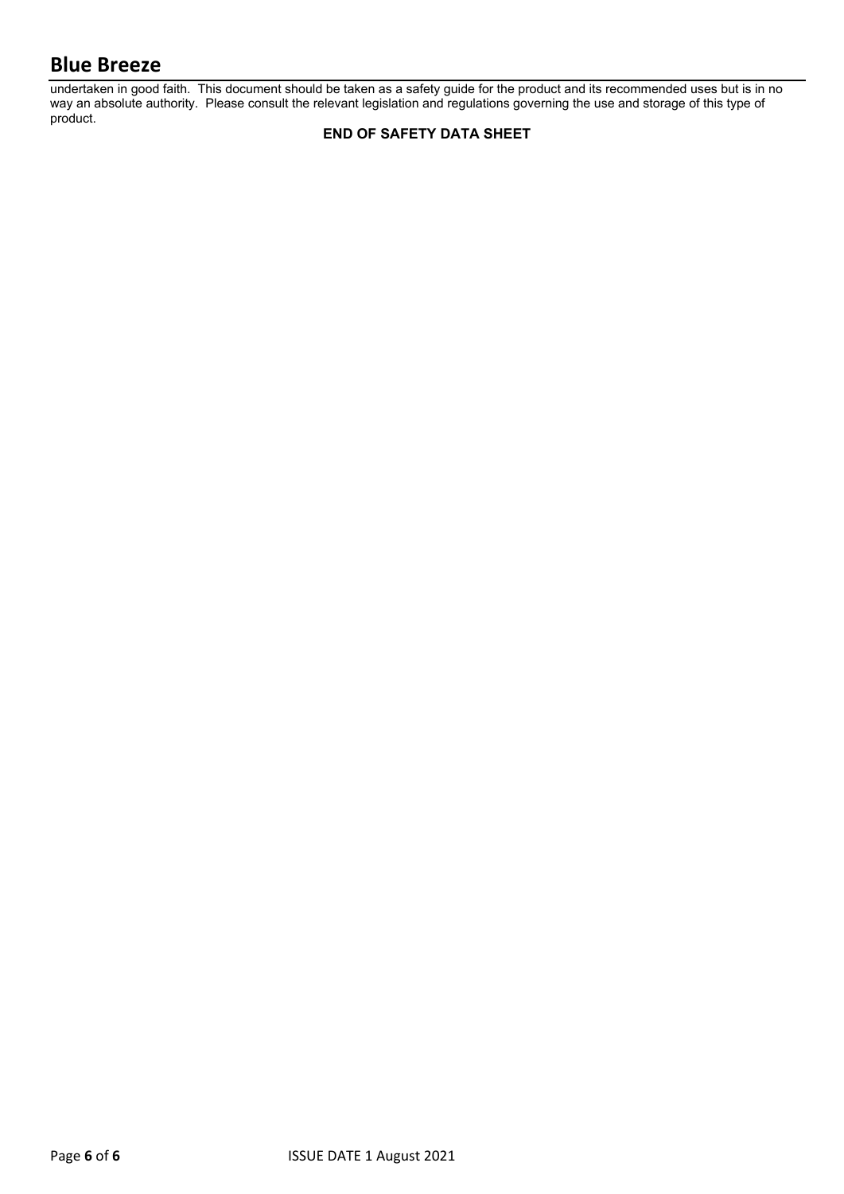undertaken in good faith. This document should be taken as a safety guide for the product and its recommended uses but is in no way an absolute authority. Please consult the relevant legislation and regulations governing the use and storage of this type of product.

**END OF SAFETY DATA SHEET**